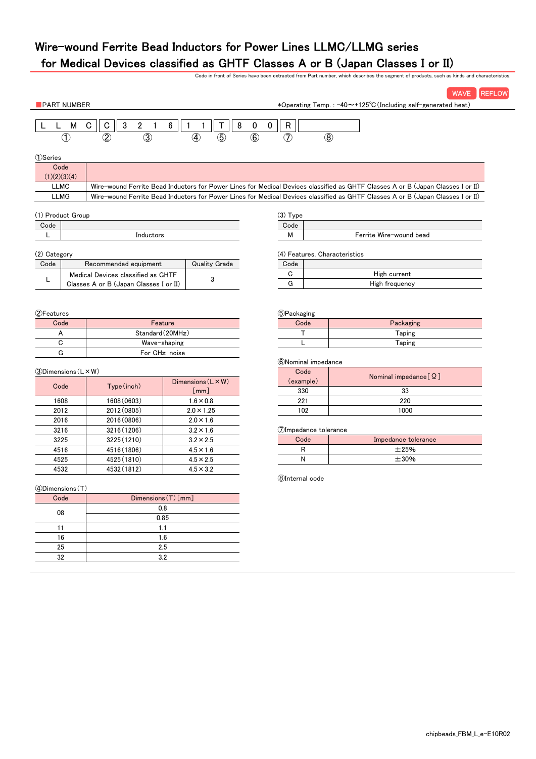# Wire-wound Ferrite Bead Inductors for Power Lines LLMC/LLMG series for Medical Devices classified as GHTF Classes A or B (Japan Classes I or II)

Code in front of Series have been extracted from Part number, which describes the segment of products, such as kinds and characteristics.

WAVE REFLOW

■PART NUMBER

*Operating Temp. : -40～+125℃(Including self-generated heat)

| L L M C | C | 3 2 1 6 | 1 1 | T | 8 0 0 | R | |
|---|---|---|---|---|---|---|---|
| ① | ② | ③ | ④ | ⑤ | ⑥ | ⑦ | ⑧ |

①Series

| Code (1)(2)(3)(4) | |
|---|---|
| LLMC | Wire-wound Ferrite Bead Inductors for Power Lines for Medical Devices classified as GHTF Classes A or B (Japan Classes I or II) |
| LLMG | Wire-wound Ferrite Bead Inductors for Power Lines for Medical Devices classified as GHTF Classes A or B (Japan Classes I or II) |

(1) Product Group

| Code | |
|---|---|
| L | Inductors |

(2) Category

| Code | Recommended equipment | Quality Grade |
|---|---|---|
| L | Medical Devices classified as GHTF Classes A or B (Japan Classes I or II) | 3 |

(3) Type

| Code | |
|---|---|
| M | Ferrite Wire-wound bead |

(4) Features, Characteristics

| Code | |
|---|---|
| C | High current |
| G | High frequency |

②Features

| Code | Feature |
|---|---|
| A | Standard(20MHz) |
| C | Wave-shaping |
| G | For GHz noise |

③Dimensions(L×W)

| Code | Type(inch) | Dimensions(L×W) [mm] |
|---|---|---|
| 1608 | 1608(0603) | 1.6×0.8 |
| 2012 | 2012(0805) | 2.0×1.25 |
| 2016 | 2016(0806) | 2.0×1.6 |
| 3216 | 3216(1206) | 3.2×1.6 |
| 3225 | 3225(1210) | 3.2×2.5 |
| 4516 | 4516(1806) | 4.5×1.6 |
| 4525 | 4525(1810) | 4.5×2.5 |
| 4532 | 4532(1812) | 4.5×3.2 |

④Dimensions(T)

| Code | Dimensions(T)[mm] |
|---|---|
| 08 | 0.8 |
| | 0.85 |
| 11 | 1.1 |
| 16 | 1.6 |
| 25 | 2.5 |
| 32 | 3.2 |

⑤Packaging

| Code | Packaging |
|---|---|
| T | Taping |
| L | Taping |

⑥Nominal impedance

| Code (example) | Nominal impedance[Ω] |
|---|---|
| 330 | 33 |
| 221 | 220 |
| 102 | 1000 |

⑦Impedance tolerance

| Code | Impedance tolerance |
|---|---|
| R | ±25% |
| N | ±30% |

⑧Internal code

chipbeads_FBM_L_e-E10R02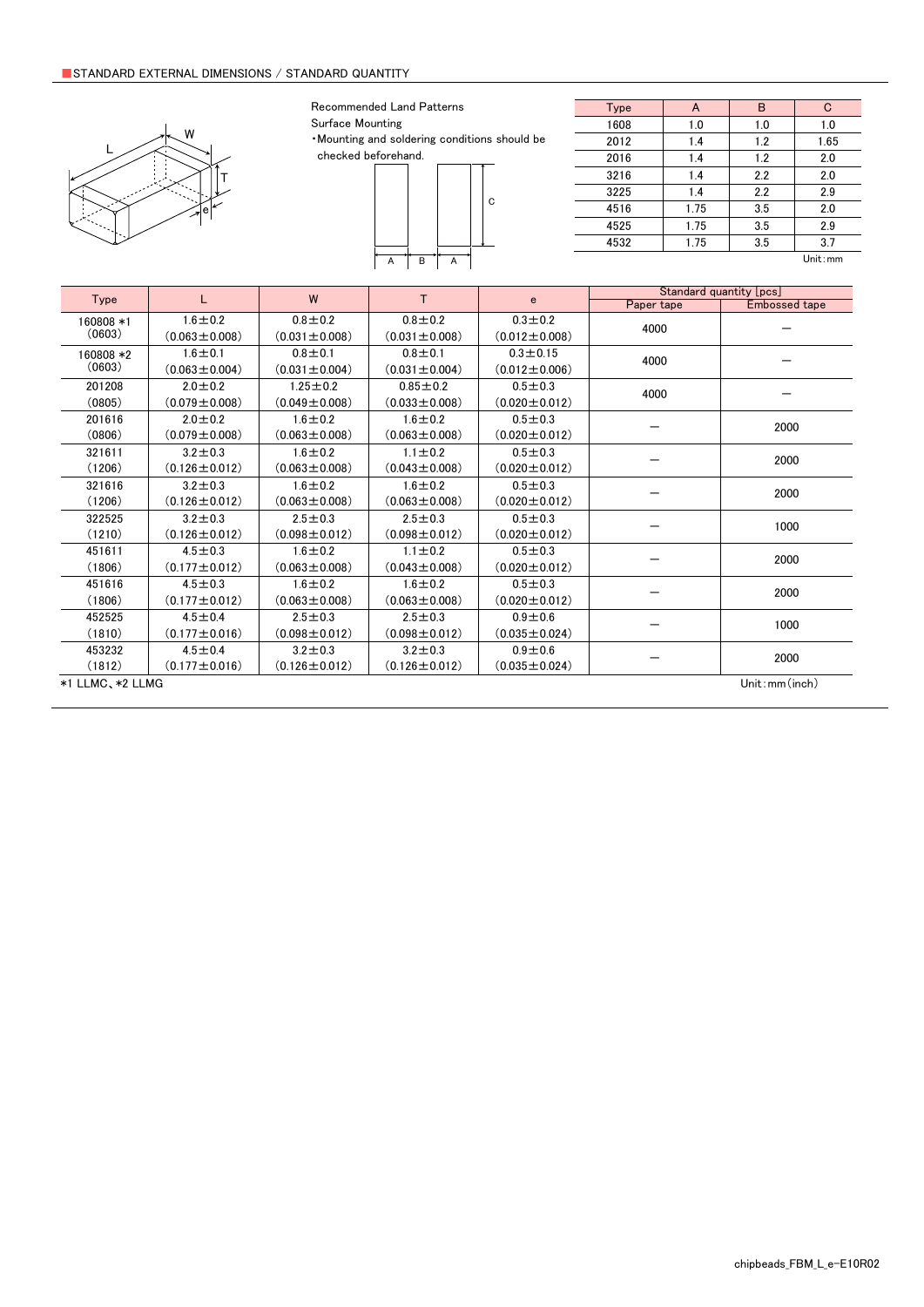## ■STANDARD EXTERNAL DIMENSIONS / STANDARD QUANTITY

Recommended Land Patterns

Surface Mounting

・Mounting and soldering conditions should be checked beforehand.

| Type | A | B | C |
|---|---|---|---|
| 1608 | 1.0 | 1.0 | 1.0 |
| 2012 | 1.4 | 1.2 | 1.65 |
| 2016 | 1.4 | 1.2 | 2.0 |
| 3216 | 1.4 | 2.2 | 2.0 |
| 3225 | 1.4 | 2.2 | 2.9 |
| 4516 | 1.75 | 3.5 | 2.0 |
| 4525 | 1.75 | 3.5 | 2.9 |
| 4532 | 1.75 | 3.5 | 3.7 |

Unit:mm

| Type | L | W | T | e | Standard quantity [pcs] | |
|---|---|---|---|---|---|---|
| | | | | | Paper tape | Embossed tape |
| 160808 *1 (0603) | 1.6±0.2 (0.063±0.008) | 0.8±0.2 (0.031±0.008) | 0.8±0.2 (0.031±0.008) | 0.3±0.2 (0.012±0.008) | 4000 | — |
| 160808 *2 (0603) | 1.6±0.1 (0.063±0.004) | 0.8±0.1 (0.031±0.004) | 0.8±0.1 (0.031±0.004) | 0.3±0.15 (0.012±0.006) | 4000 | — |
| 201208 (0805) | 2.0±0.2 (0.079±0.008) | 1.25±0.2 (0.049±0.008) | 0.85±0.2 (0.033±0.008) | 0.5±0.3 (0.020±0.012) | 4000 | — |
| 201616 (0806) | 2.0±0.2 (0.079±0.008) | 1.6±0.2 (0.063±0.008) | 1.6±0.2 (0.063±0.008) | 0.5±0.3 (0.020±0.012) | — | 2000 |
| 321611 (1206) | 3.2±0.3 (0.126±0.012) | 1.6±0.2 (0.063±0.008) | 1.1±0.2 (0.043±0.008) | 0.5±0.3 (0.020±0.012) | — | 2000 |
| 321616 (1206) | 3.2±0.3 (0.126±0.012) | 1.6±0.2 (0.063±0.008) | 1.6±0.2 (0.063±0.008) | 0.5±0.3 (0.020±0.012) | — | 2000 |
| 322525 (1210) | 3.2±0.3 (0.126±0.012) | 2.5±0.3 (0.098±0.012) | 2.5±0.3 (0.098±0.012) | 0.5±0.3 (0.020±0.012) | — | 1000 |
| 451611 (1806) | 4.5±0.3 (0.177±0.012) | 1.6±0.2 (0.063±0.008) | 1.1±0.2 (0.043±0.008) | 0.5±0.3 (0.020±0.012) | — | 2000 |
| 451616 (1806) | 4.5±0.3 (0.177±0.012) | 1.6±0.2 (0.063±0.008) | 1.6±0.2 (0.063±0.008) | 0.5±0.3 (0.020±0.012) | — | 2000 |
| 452525 (1810) | 4.5±0.4 (0.177±0.016) | 2.5±0.3 (0.098±0.012) | 2.5±0.3 (0.098±0.012) | 0.9±0.6 (0.035±0.024) | — | 1000 |
| 453232 (1812) | 4.5±0.4 (0.177±0.016) | 3.2±0.3 (0.126±0.012) | 3.2±0.3 (0.126±0.012) | 0.9±0.6 (0.035±0.024) | — | 2000 |

*1 LLMC、*2 LLMG

Unit:mm(inch)

chipbeads_FBM_L_e-E10R02